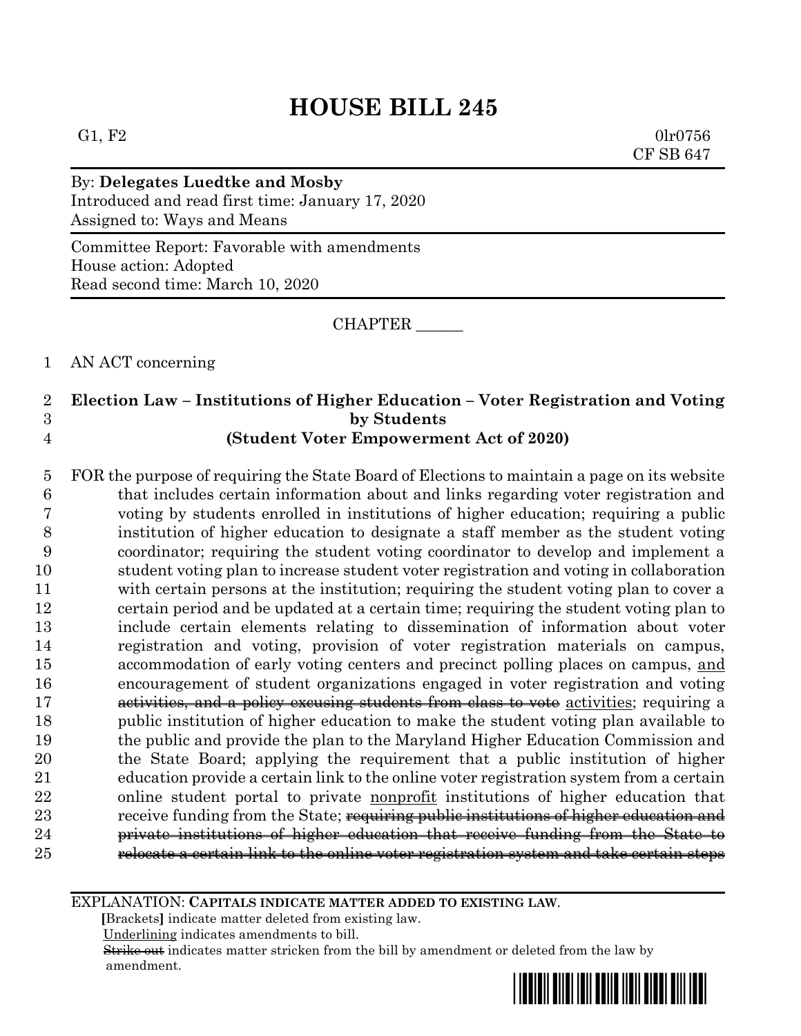# HOUSE BILL 245

G1, F2 0lr0756
CF SB 647

By: **Delegates Luedtke and Mosby**
Introduced and read first time: January 17, 2020
Assigned to: Ways and Means

Committee Report: Favorable with amendments
House action: Adopted
Read second time: March 10, 2020

CHAPTER ______

AN ACT concerning

**Election Law – Institutions of Higher Education – Voter Registration and Voting by Students**
**(Student Voter Empowerment Act of 2020)**

FOR the purpose of requiring the State Board of Elections to maintain a page on its website that includes certain information about and links regarding voter registration and voting by students enrolled in institutions of higher education; requiring a public institution of higher education to designate a staff member as the student voting coordinator; requiring the student voting coordinator to develop and implement a student voting plan to increase student voter registration and voting in collaboration with certain persons at the institution; requiring the student voting plan to cover a certain period and be updated at a certain time; requiring the student voting plan to include certain elements relating to dissemination of information about voter registration and voting, provision of voter registration materials on campus, accommodation of early voting centers and precinct polling places on campus, <u>and</u> encouragement of student organizations engaged in voter registration and voting ~~activities, and a policy excusing students from class to vote~~ <u>activities</u>; requiring a public institution of higher education to make the student voting plan available to the public and provide the plan to the Maryland Higher Education Commission and the State Board; applying the requirement that a public institution of higher education provide a certain link to the online voter registration system from a certain online student portal to private <u>nonprofit</u> institutions of higher education that receive funding from the State; ~~requiring public institutions of higher education and private institutions of higher education that receive funding from the State to relocate a certain link to the online voter registration system and take certain steps~~

EXPLANATION: **CAPITALS INDICATE MATTER ADDED TO EXISTING LAW.**
**[**Brackets**]** indicate matter deleted from existing law.
<u>Underlining</u> indicates amendments to bill.
~~Strike out~~ indicates matter stricken from the bill by amendment or deleted from the law by amendment.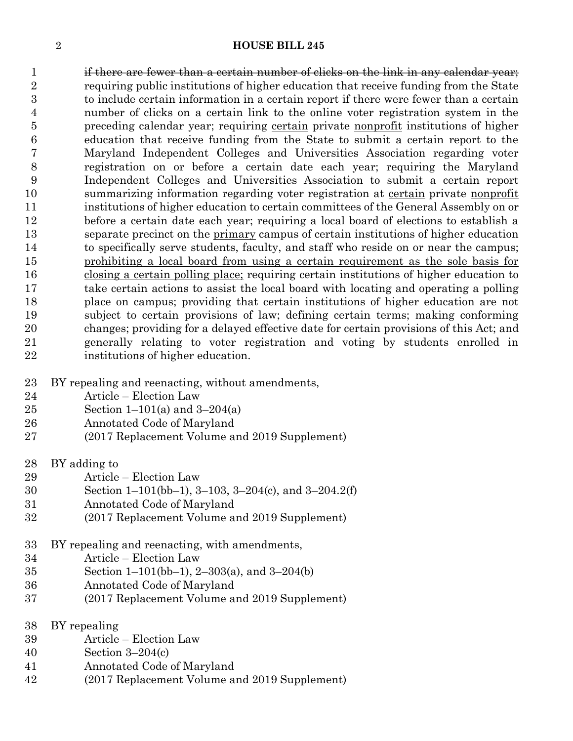~~if there are fewer than a certain number of clicks on the link in any calendar year;~~ requiring public institutions of higher education that receive funding from the State to include certain information in a certain report if there were fewer than a certain number of clicks on a certain link to the online voter registration system in the preceding calendar year; requiring <u>certain</u> private <u>nonprofit</u> institutions of higher education that receive funding from the State to submit a certain report to the Maryland Independent Colleges and Universities Association regarding voter registration on or before a certain date each year; requiring the Maryland Independent Colleges and Universities Association to submit a certain report summarizing information regarding voter registration at <u>certain</u> private <u>nonprofit</u> institutions of higher education to certain committees of the General Assembly on or before a certain date each year; requiring a local board of elections to establish a separate precinct on the <u>primary</u> campus of certain institutions of higher education to specifically serve students, faculty, and staff who reside on or near the campus; <u>prohibiting a local board from using a certain requirement as the sole basis for closing a certain polling place;</u> requiring certain institutions of higher education to take certain actions to assist the local board with locating and operating a polling place on campus; providing that certain institutions of higher education are not subject to certain provisions of law; defining certain terms; making conforming changes; providing for a delayed effective date for certain provisions of this Act; and generally relating to voter registration and voting by students enrolled in institutions of higher education.

BY repealing and reenacting, without amendments,
Article – Election Law
Section 1–101(a) and 3–204(a)
Annotated Code of Maryland
(2017 Replacement Volume and 2019 Supplement)

BY adding to
Article – Election Law
Section 1–101(bb–1), 3–103, 3–204(c), and 3–204.2(f)
Annotated Code of Maryland
(2017 Replacement Volume and 2019 Supplement)

BY repealing and reenacting, with amendments,
Article – Election Law
Section 1–101(bb–1), 2–303(a), and 3–204(b)
Annotated Code of Maryland
(2017 Replacement Volume and 2019 Supplement)

BY repealing
Article – Election Law
Section 3–204(c)
Annotated Code of Maryland
(2017 Replacement Volume and 2019 Supplement)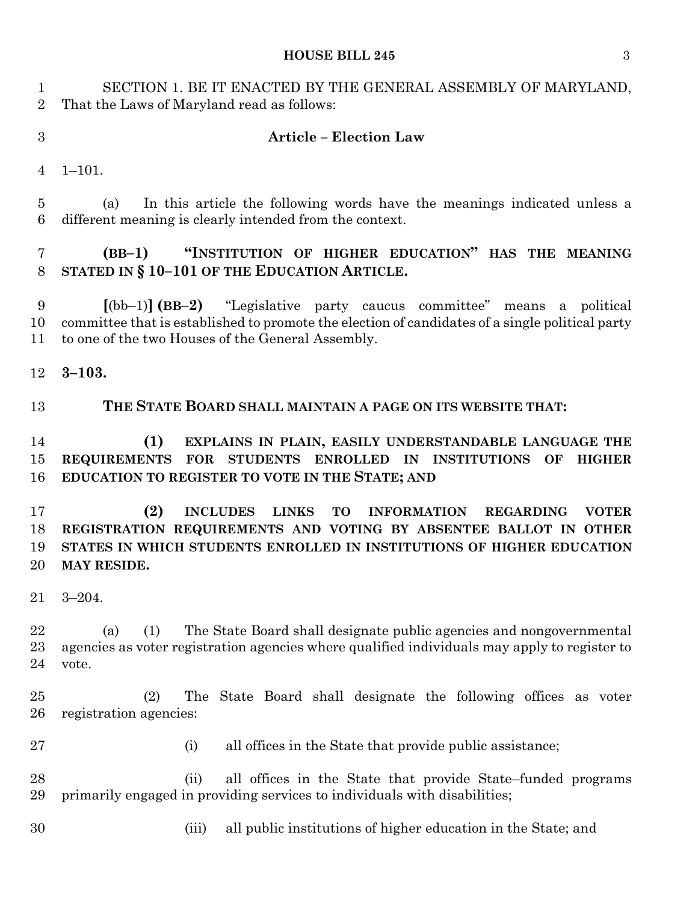SECTION 1. BE IT ENACTED BY THE GENERAL ASSEMBLY OF MARYLAND, That the Laws of Maryland read as follows:

**Article – Election Law**

1–101.

(a) In this article the following words have the meanings indicated unless a different meaning is clearly intended from the context.

**(BB–1) "INSTITUTION OF HIGHER EDUCATION" HAS THE MEANING STATED IN § 10–101 OF THE EDUCATION ARTICLE.**

**[**(bb–1)**] (BB–2)** "Legislative party caucus committee" means a political committee that is established to promote the election of candidates of a single political party to one of the two Houses of the General Assembly.

**3–103.**

**THE STATE BOARD SHALL MAINTAIN A PAGE ON ITS WEBSITE THAT:**

**(1) EXPLAINS IN PLAIN, EASILY UNDERSTANDABLE LANGUAGE THE REQUIREMENTS FOR STUDENTS ENROLLED IN INSTITUTIONS OF HIGHER EDUCATION TO REGISTER TO VOTE IN THE STATE; AND**

**(2) INCLUDES LINKS TO INFORMATION REGARDING VOTER REGISTRATION REQUIREMENTS AND VOTING BY ABSENTEE BALLOT IN OTHER STATES IN WHICH STUDENTS ENROLLED IN INSTITUTIONS OF HIGHER EDUCATION MAY RESIDE.**

3–204.

(a) (1) The State Board shall designate public agencies and nongovernmental agencies as voter registration agencies where qualified individuals may apply to register to vote.

(2) The State Board shall designate the following offices as voter registration agencies:

(i) all offices in the State that provide public assistance;

(ii) all offices in the State that provide State–funded programs primarily engaged in providing services to individuals with disabilities;

(iii) all public institutions of higher education in the State; and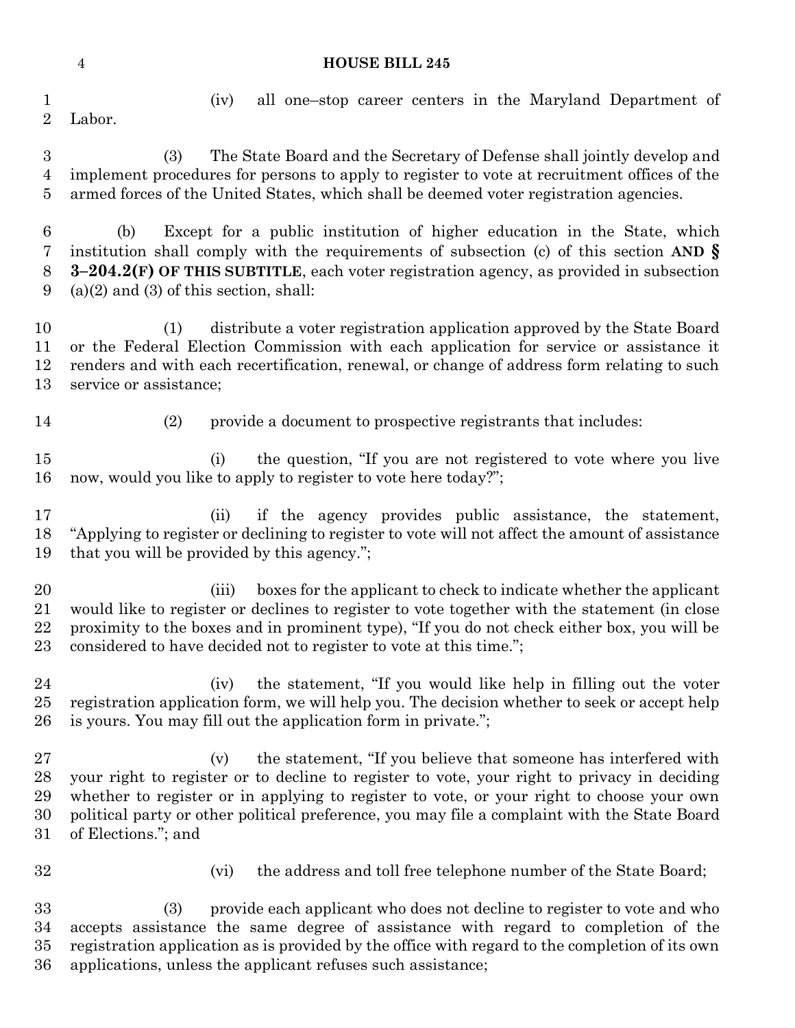(iv) all one–stop career centers in the Maryland Department of Labor.

(3) The State Board and the Secretary of Defense shall jointly develop and implement procedures for persons to apply to register to vote at recruitment offices of the armed forces of the United States, which shall be deemed voter registration agencies.

(b) Except for a public institution of higher education in the State, which institution shall comply with the requirements of subsection (c) of this section **AND § 3–204.2(F) OF THIS SUBTITLE**, each voter registration agency, as provided in subsection (a)(2) and (3) of this section, shall:

(1) distribute a voter registration application approved by the State Board or the Federal Election Commission with each application for service or assistance it renders and with each recertification, renewal, or change of address form relating to such service or assistance;

(2) provide a document to prospective registrants that includes:

(i) the question, "If you are not registered to vote where you live now, would you like to apply to register to vote here today?";

(ii) if the agency provides public assistance, the statement, "Applying to register or declining to register to vote will not affect the amount of assistance that you will be provided by this agency.";

(iii) boxes for the applicant to check to indicate whether the applicant would like to register or declines to register to vote together with the statement (in close proximity to the boxes and in prominent type), "If you do not check either box, you will be considered to have decided not to register to vote at this time.";

(iv) the statement, "If you would like help in filling out the voter registration application form, we will help you. The decision whether to seek or accept help is yours. You may fill out the application form in private.";

(v) the statement, "If you believe that someone has interfered with your right to register or to decline to register to vote, your right to privacy in deciding whether to register or in applying to register to vote, or your right to choose your own political party or other political preference, you may file a complaint with the State Board of Elections."; and

(vi) the address and toll free telephone number of the State Board;

(3) provide each applicant who does not decline to register to vote and who accepts assistance the same degree of assistance with regard to completion of the registration application as is provided by the office with regard to the completion of its own applications, unless the applicant refuses such assistance;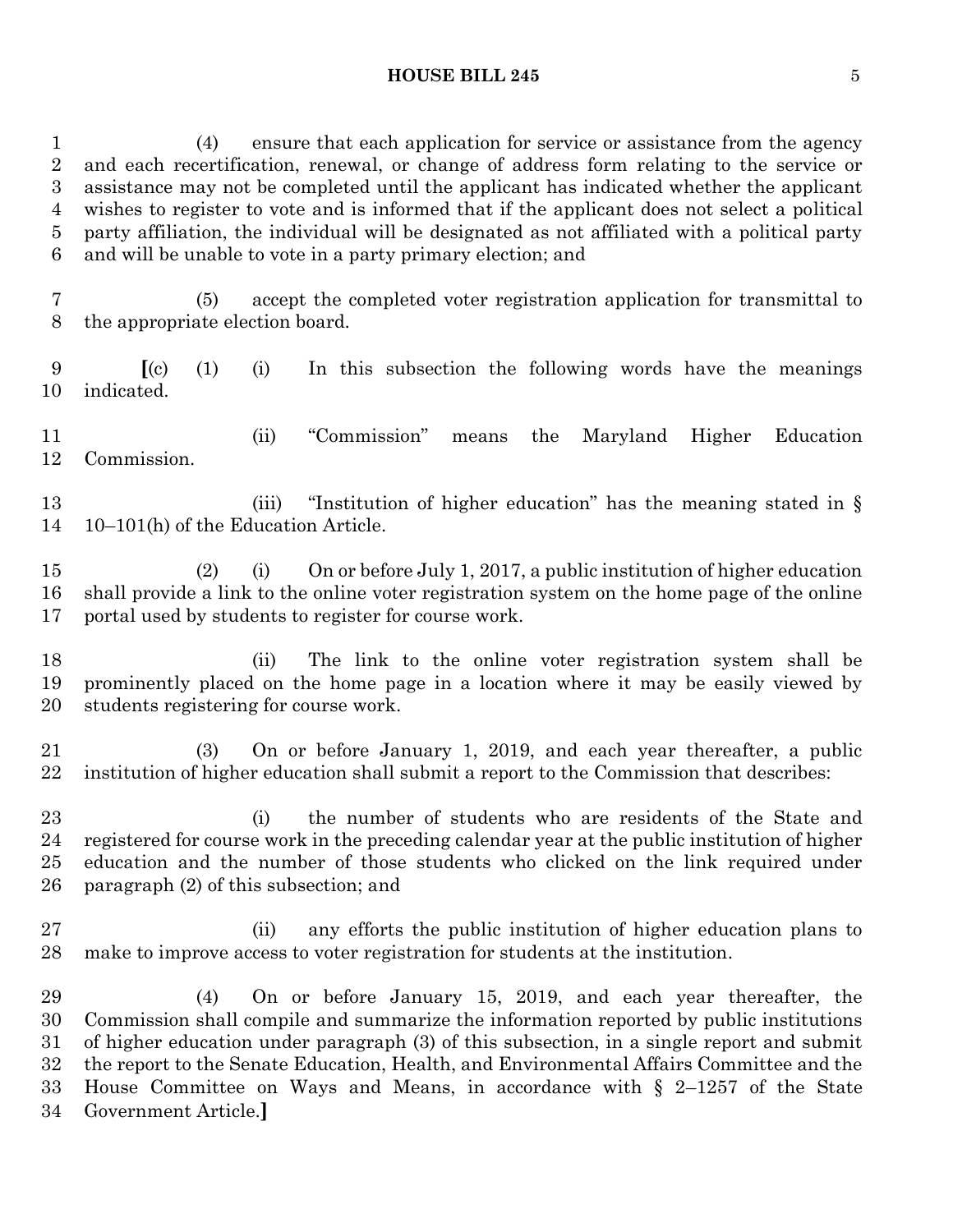(4) ensure that each application for service or assistance from the agency and each recertification, renewal, or change of address form relating to the service or assistance may not be completed until the applicant has indicated whether the applicant wishes to register to vote and is informed that if the applicant does not select a political party affiliation, the individual will be designated as not affiliated with a political party and will be unable to vote in a party primary election; and

(5) accept the completed voter registration application for transmittal to the appropriate election board.

**[**(c) (1) (i) In this subsection the following words have the meanings indicated.

(ii) "Commission" means the Maryland Higher Education Commission.

(iii) "Institution of higher education" has the meaning stated in § 10–101(h) of the Education Article.

(2) (i) On or before July 1, 2017, a public institution of higher education shall provide a link to the online voter registration system on the home page of the online portal used by students to register for course work.

(ii) The link to the online voter registration system shall be prominently placed on the home page in a location where it may be easily viewed by students registering for course work.

(3) On or before January 1, 2019, and each year thereafter, a public institution of higher education shall submit a report to the Commission that describes:

(i) the number of students who are residents of the State and registered for course work in the preceding calendar year at the public institution of higher education and the number of those students who clicked on the link required under paragraph (2) of this subsection; and

(ii) any efforts the public institution of higher education plans to make to improve access to voter registration for students at the institution.

(4) On or before January 15, 2019, and each year thereafter, the Commission shall compile and summarize the information reported by public institutions of higher education under paragraph (3) of this subsection, in a single report and submit the report to the Senate Education, Health, and Environmental Affairs Committee and the House Committee on Ways and Means, in accordance with § 2–1257 of the State Government Article.**]**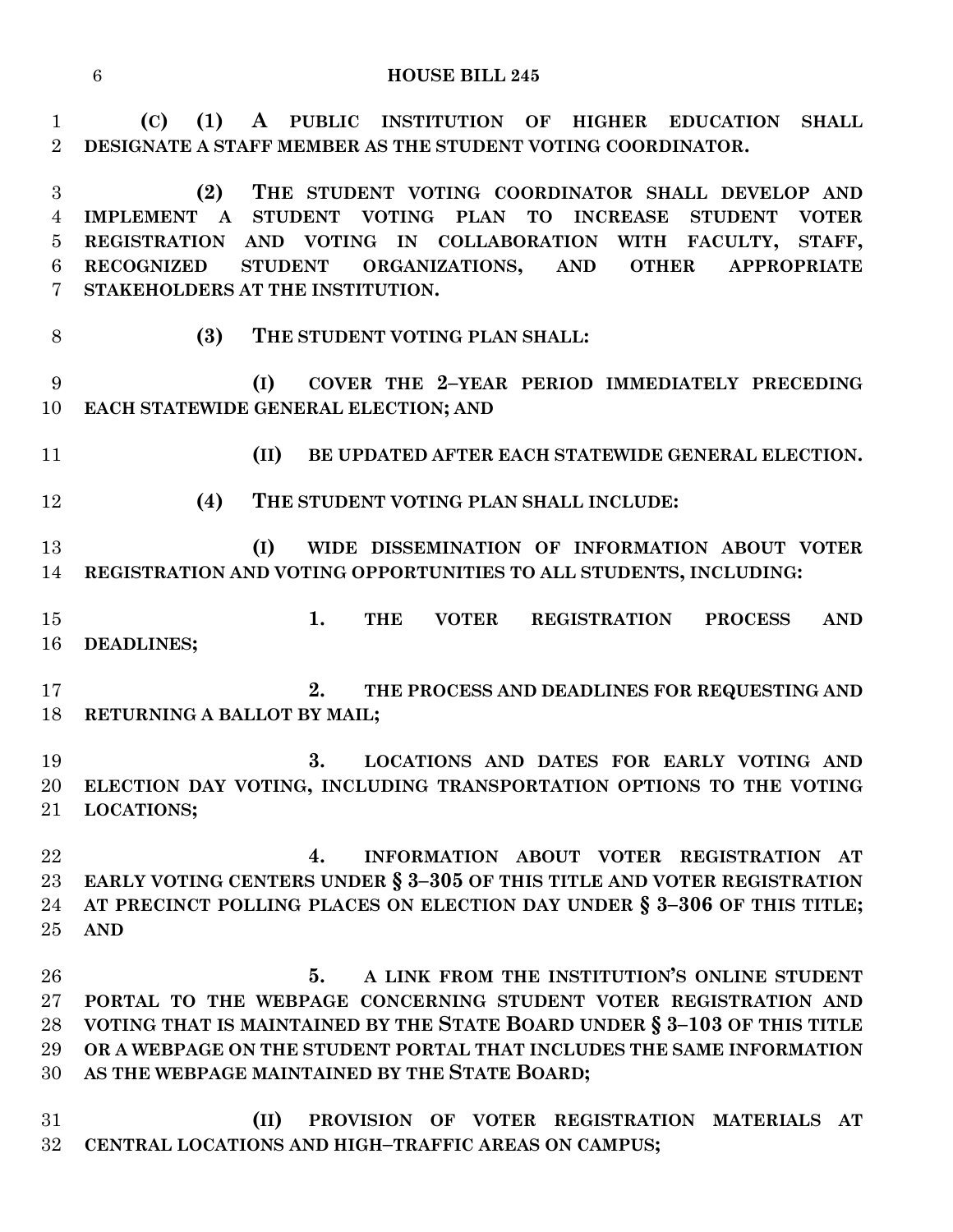**(C) (1) A PUBLIC INSTITUTION OF HIGHER EDUCATION SHALL DESIGNATE A STAFF MEMBER AS THE STUDENT VOTING COORDINATOR.**

**(2) THE STUDENT VOTING COORDINATOR SHALL DEVELOP AND IMPLEMENT A STUDENT VOTING PLAN TO INCREASE STUDENT VOTER REGISTRATION AND VOTING IN COLLABORATION WITH FACULTY, STAFF, RECOGNIZED STUDENT ORGANIZATIONS, AND OTHER APPROPRIATE STAKEHOLDERS AT THE INSTITUTION.**

**(3) THE STUDENT VOTING PLAN SHALL:**

**(I) COVER THE 2–YEAR PERIOD IMMEDIATELY PRECEDING EACH STATEWIDE GENERAL ELECTION; AND**

**(II) BE UPDATED AFTER EACH STATEWIDE GENERAL ELECTION.**

**(4) THE STUDENT VOTING PLAN SHALL INCLUDE:**

**(I) WIDE DISSEMINATION OF INFORMATION ABOUT VOTER REGISTRATION AND VOTING OPPORTUNITIES TO ALL STUDENTS, INCLUDING:**

**1. THE VOTER REGISTRATION PROCESS AND DEADLINES;**

**2. THE PROCESS AND DEADLINES FOR REQUESTING AND RETURNING A BALLOT BY MAIL;**

**3. LOCATIONS AND DATES FOR EARLY VOTING AND ELECTION DAY VOTING, INCLUDING TRANSPORTATION OPTIONS TO THE VOTING LOCATIONS;**

**4. INFORMATION ABOUT VOTER REGISTRATION AT EARLY VOTING CENTERS UNDER § 3–305 OF THIS TITLE AND VOTER REGISTRATION AT PRECINCT POLLING PLACES ON ELECTION DAY UNDER § 3–306 OF THIS TITLE; AND**

**5. A LINK FROM THE INSTITUTION'S ONLINE STUDENT PORTAL TO THE WEBPAGE CONCERNING STUDENT VOTER REGISTRATION AND VOTING THAT IS MAINTAINED BY THE STATE BOARD UNDER § 3–103 OF THIS TITLE OR A WEBPAGE ON THE STUDENT PORTAL THAT INCLUDES THE SAME INFORMATION AS THE WEBPAGE MAINTAINED BY THE STATE BOARD;**

**(II) PROVISION OF VOTER REGISTRATION MATERIALS AT CENTRAL LOCATIONS AND HIGH–TRAFFIC AREAS ON CAMPUS;**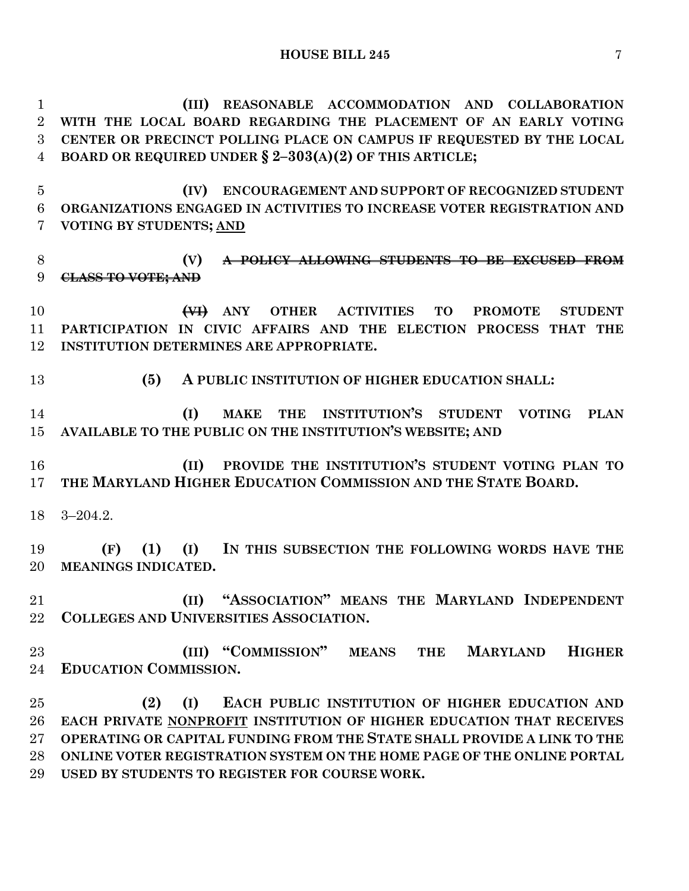**(III) REASONABLE ACCOMMODATION AND COLLABORATION WITH THE LOCAL BOARD REGARDING THE PLACEMENT OF AN EARLY VOTING CENTER OR PRECINCT POLLING PLACE ON CAMPUS IF REQUESTED BY THE LOCAL BOARD OR REQUIRED UNDER § 2–303(A)(2) OF THIS ARTICLE;**

**(IV) ENCOURAGEMENT AND SUPPORT OF RECOGNIZED STUDENT ORGANIZATIONS ENGAGED IN ACTIVITIES TO INCREASE VOTER REGISTRATION AND VOTING BY STUDENTS;** <u>**AND**</u>

**(V)** ~~**A POLICY ALLOWING STUDENTS TO BE EXCUSED FROM CLASS TO VOTE; AND**~~

~~**(VI)**~~ **ANY OTHER ACTIVITIES TO PROMOTE STUDENT PARTICIPATION IN CIVIC AFFAIRS AND THE ELECTION PROCESS THAT THE INSTITUTION DETERMINES ARE APPROPRIATE.**

**(5) A PUBLIC INSTITUTION OF HIGHER EDUCATION SHALL:**

**(I) MAKE THE INSTITUTION'S STUDENT VOTING PLAN AVAILABLE TO THE PUBLIC ON THE INSTITUTION'S WEBSITE; AND**

**(II) PROVIDE THE INSTITUTION'S STUDENT VOTING PLAN TO THE MARYLAND HIGHER EDUCATION COMMISSION AND THE STATE BOARD.**

3–204.2.

**(F) (1) (I) IN THIS SUBSECTION THE FOLLOWING WORDS HAVE THE MEANINGS INDICATED.**

**(II) "ASSOCIATION" MEANS THE MARYLAND INDEPENDENT COLLEGES AND UNIVERSITIES ASSOCIATION.**

**(III) "COMMISSION" MEANS THE MARYLAND HIGHER EDUCATION COMMISSION.**

**(2) (I) EACH PUBLIC INSTITUTION OF HIGHER EDUCATION AND EACH PRIVATE** <u>**NONPROFIT**</u> **INSTITUTION OF HIGHER EDUCATION THAT RECEIVES OPERATING OR CAPITAL FUNDING FROM THE STATE SHALL PROVIDE A LINK TO THE ONLINE VOTER REGISTRATION SYSTEM ON THE HOME PAGE OF THE ONLINE PORTAL USED BY STUDENTS TO REGISTER FOR COURSE WORK.**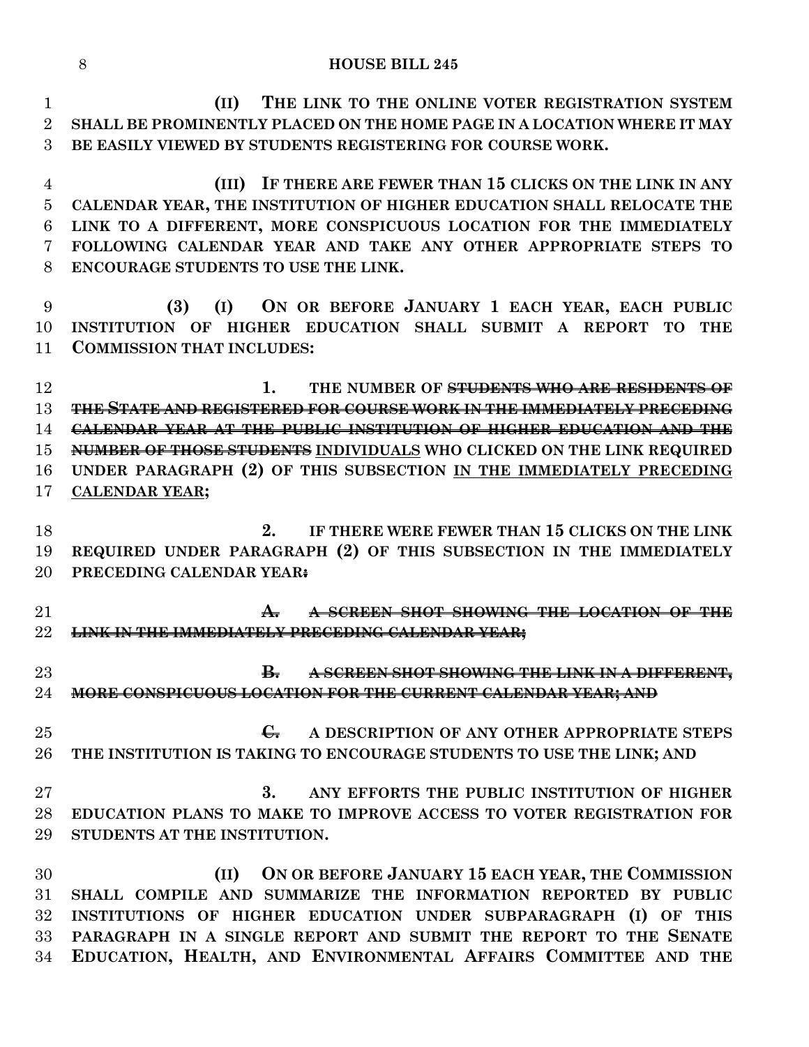**(II) THE LINK TO THE ONLINE VOTER REGISTRATION SYSTEM SHALL BE PROMINENTLY PLACED ON THE HOME PAGE IN A LOCATION WHERE IT MAY BE EASILY VIEWED BY STUDENTS REGISTERING FOR COURSE WORK.**

**(III) IF THERE ARE FEWER THAN 15 CLICKS ON THE LINK IN ANY CALENDAR YEAR, THE INSTITUTION OF HIGHER EDUCATION SHALL RELOCATE THE LINK TO A DIFFERENT, MORE CONSPICUOUS LOCATION FOR THE IMMEDIATELY FOLLOWING CALENDAR YEAR AND TAKE ANY OTHER APPROPRIATE STEPS TO ENCOURAGE STUDENTS TO USE THE LINK.**

**(3) (I) ON OR BEFORE JANUARY 1 EACH YEAR, EACH PUBLIC INSTITUTION OF HIGHER EDUCATION SHALL SUBMIT A REPORT TO THE COMMISSION THAT INCLUDES:**

**1. THE NUMBER OF ~~STUDENTS WHO ARE RESIDENTS OF THE STATE AND REGISTERED FOR COURSE WORK IN THE IMMEDIATELY PRECEDING CALENDAR YEAR AT THE PUBLIC INSTITUTION OF HIGHER EDUCATION AND THE NUMBER OF THOSE STUDENTS~~ <u>INDIVIDUALS</u> WHO CLICKED ON THE LINK REQUIRED UNDER PARAGRAPH (2) OF THIS SUBSECTION <u>IN THE IMMEDIATELY PRECEDING CALENDAR YEAR</u>;**

**2. IF THERE WERE FEWER THAN 15 CLICKS ON THE LINK REQUIRED UNDER PARAGRAPH (2) OF THIS SUBSECTION IN THE IMMEDIATELY PRECEDING CALENDAR YEAR~~:~~**

**~~A. A SCREEN SHOT SHOWING THE LOCATION OF THE LINK IN THE IMMEDIATELY PRECEDING CALENDAR YEAR;~~**

**~~B. A SCREEN SHOT SHOWING THE LINK IN A DIFFERENT, MORE CONSPICUOUS LOCATION FOR THE CURRENT CALENDAR YEAR; AND~~**

**~~C.~~ A DESCRIPTION OF ANY OTHER APPROPRIATE STEPS THE INSTITUTION IS TAKING TO ENCOURAGE STUDENTS TO USE THE LINK; AND**

**3. ANY EFFORTS THE PUBLIC INSTITUTION OF HIGHER EDUCATION PLANS TO MAKE TO IMPROVE ACCESS TO VOTER REGISTRATION FOR STUDENTS AT THE INSTITUTION.**

**(II) ON OR BEFORE JANUARY 15 EACH YEAR, THE COMMISSION SHALL COMPILE AND SUMMARIZE THE INFORMATION REPORTED BY PUBLIC INSTITUTIONS OF HIGHER EDUCATION UNDER SUBPARAGRAPH (I) OF THIS PARAGRAPH IN A SINGLE REPORT AND SUBMIT THE REPORT TO THE SENATE EDUCATION, HEALTH, AND ENVIRONMENTAL AFFAIRS COMMITTEE AND THE**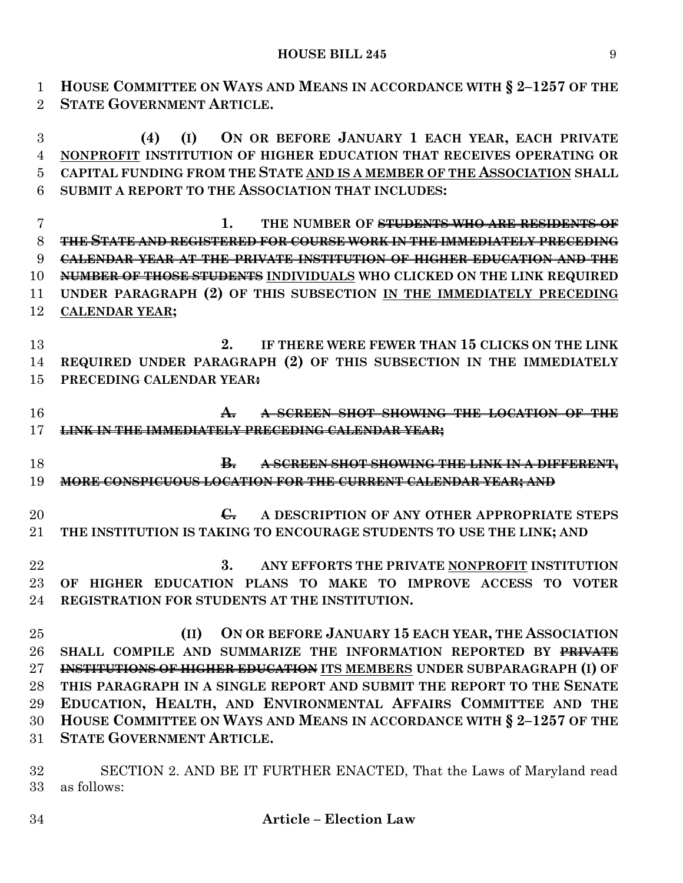HOUSE COMMITTEE ON WAYS AND MEANS IN ACCORDANCE WITH § 2–1257 OF THE STATE GOVERNMENT ARTICLE.

(4) (I) ON OR BEFORE JANUARY 1 EACH YEAR, EACH PRIVATE NONPROFIT INSTITUTION OF HIGHER EDUCATION THAT RECEIVES OPERATING OR CAPITAL FUNDING FROM THE STATE AND IS A MEMBER OF THE ASSOCIATION SHALL SUBMIT A REPORT TO THE ASSOCIATION THAT INCLUDES:

1. THE NUMBER OF ~~STUDENTS WHO ARE RESIDENTS OF THE STATE AND REGISTERED FOR COURSE WORK IN THE IMMEDIATELY PRECEDING CALENDAR YEAR AT THE PRIVATE INSTITUTION OF HIGHER EDUCATION AND THE NUMBER OF THOSE STUDENTS~~ INDIVIDUALS WHO CLICKED ON THE LINK REQUIRED UNDER PARAGRAPH (2) OF THIS SUBSECTION IN THE IMMEDIATELY PRECEDING CALENDAR YEAR;

2. IF THERE WERE FEWER THAN 15 CLICKS ON THE LINK REQUIRED UNDER PARAGRAPH (2) OF THIS SUBSECTION IN THE IMMEDIATELY PRECEDING CALENDAR YEAR~~:~~

~~A. A SCREEN SHOT SHOWING THE LOCATION OF THE LINK IN THE IMMEDIATELY PRECEDING CALENDAR YEAR;~~

~~B. A SCREEN SHOT SHOWING THE LINK IN A DIFFERENT, MORE CONSPICUOUS LOCATION FOR THE CURRENT CALENDAR YEAR; AND~~

~~C.~~ A DESCRIPTION OF ANY OTHER APPROPRIATE STEPS THE INSTITUTION IS TAKING TO ENCOURAGE STUDENTS TO USE THE LINK; AND

3. ANY EFFORTS THE PRIVATE NONPROFIT INSTITUTION OF HIGHER EDUCATION PLANS TO MAKE TO IMPROVE ACCESS TO VOTER REGISTRATION FOR STUDENTS AT THE INSTITUTION.

(II) ON OR BEFORE JANUARY 15 EACH YEAR, THE ASSOCIATION SHALL COMPILE AND SUMMARIZE THE INFORMATION REPORTED BY ~~PRIVATE INSTITUTIONS OF HIGHER EDUCATION~~ ITS MEMBERS UNDER SUBPARAGRAPH (I) OF THIS PARAGRAPH IN A SINGLE REPORT AND SUBMIT THE REPORT TO THE SENATE EDUCATION, HEALTH, AND ENVIRONMENTAL AFFAIRS COMMITTEE AND THE HOUSE COMMITTEE ON WAYS AND MEANS IN ACCORDANCE WITH § 2–1257 OF THE STATE GOVERNMENT ARTICLE.

SECTION 2. AND BE IT FURTHER ENACTED, That the Laws of Maryland read as follows:

**Article – Election Law**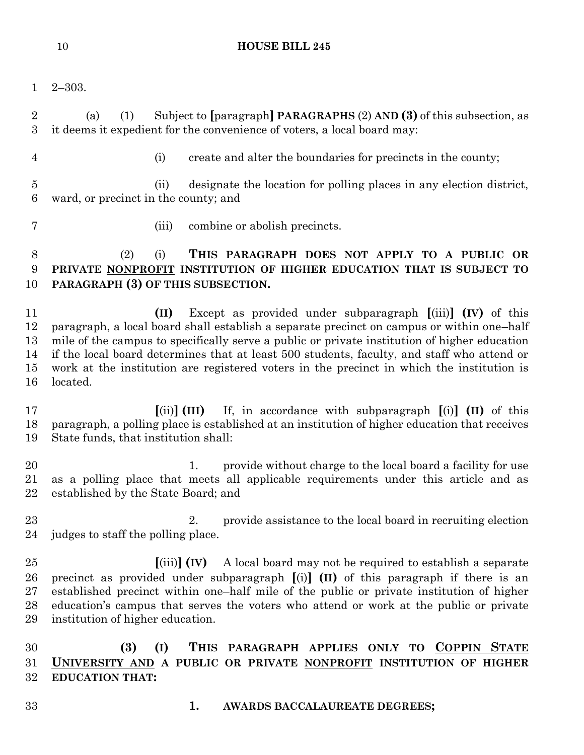2–303.

(a) (1) Subject to [paragraph] **PARAGRAPHS** (2) **AND (3)** of this subsection, as it deems it expedient for the convenience of voters, a local board may:

(i) create and alter the boundaries for precincts in the county;

(ii) designate the location for polling places in any election district, ward, or precinct in the county; and

(iii) combine or abolish precincts.

(2) (i) **THIS PARAGRAPH DOES NOT APPLY TO A PUBLIC OR PRIVATE NONPROFIT INSTITUTION OF HIGHER EDUCATION THAT IS SUBJECT TO PARAGRAPH (3) OF THIS SUBSECTION.**

**(II)** Except as provided under subparagraph [(iii)] **(IV)** of this paragraph, a local board shall establish a separate precinct on campus or within one–half mile of the campus to specifically serve a public or private institution of higher education if the local board determines that at least 500 students, faculty, and staff who attend or work at the institution are registered voters in the precinct in which the institution is located.

[(ii)] **(III)** If, in accordance with subparagraph [(i)] **(II)** of this paragraph, a polling place is established at an institution of higher education that receives State funds, that institution shall:

1. provide without charge to the local board a facility for use as a polling place that meets all applicable requirements under this article and as established by the State Board; and

2. provide assistance to the local board in recruiting election judges to staff the polling place.

[(iii)] **(IV)** A local board may not be required to establish a separate precinct as provided under subparagraph [(i)] **(II)** of this paragraph if there is an established precinct within one–half mile of the public or private institution of higher education's campus that serves the voters who attend or work at the public or private institution of higher education.

**(3) (I) THIS PARAGRAPH APPLIES ONLY TO COPPIN STATE UNIVERSITY AND A PUBLIC OR PRIVATE NONPROFIT INSTITUTION OF HIGHER EDUCATION THAT:**

**1. AWARDS BACCALAUREATE DEGREES;**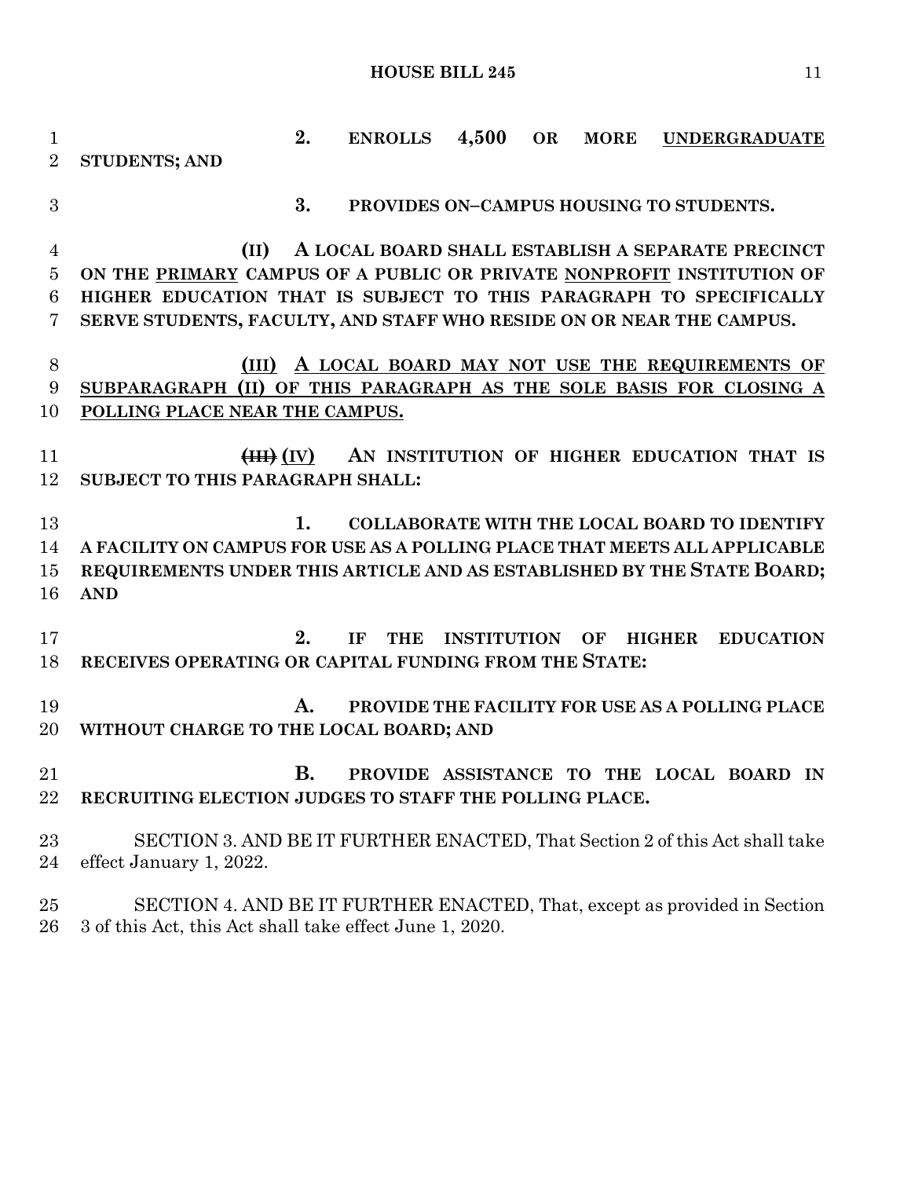**2. ENROLLS 4,500 OR MORE UNDERGRADUATE STUDENTS; AND**

**3. PROVIDES ON–CAMPUS HOUSING TO STUDENTS.**

**(II) A LOCAL BOARD SHALL ESTABLISH A SEPARATE PRECINCT ON THE PRIMARY CAMPUS OF A PUBLIC OR PRIVATE NONPROFIT INSTITUTION OF HIGHER EDUCATION THAT IS SUBJECT TO THIS PARAGRAPH TO SPECIFICALLY SERVE STUDENTS, FACULTY, AND STAFF WHO RESIDE ON OR NEAR THE CAMPUS.**

**(III) A LOCAL BOARD MAY NOT USE THE REQUIREMENTS OF SUBPARAGRAPH (II) OF THIS PARAGRAPH AS THE SOLE BASIS FOR CLOSING A POLLING PLACE NEAR THE CAMPUS.**

**~~(III)~~ (IV) AN INSTITUTION OF HIGHER EDUCATION THAT IS SUBJECT TO THIS PARAGRAPH SHALL:**

**1. COLLABORATE WITH THE LOCAL BOARD TO IDENTIFY A FACILITY ON CAMPUS FOR USE AS A POLLING PLACE THAT MEETS ALL APPLICABLE REQUIREMENTS UNDER THIS ARTICLE AND AS ESTABLISHED BY THE STATE BOARD; AND**

**2. IF THE INSTITUTION OF HIGHER EDUCATION RECEIVES OPERATING OR CAPITAL FUNDING FROM THE STATE:**

**A. PROVIDE THE FACILITY FOR USE AS A POLLING PLACE WITHOUT CHARGE TO THE LOCAL BOARD; AND**

**B. PROVIDE ASSISTANCE TO THE LOCAL BOARD IN RECRUITING ELECTION JUDGES TO STAFF THE POLLING PLACE.**

SECTION 3. AND BE IT FURTHER ENACTED, That Section 2 of this Act shall take effect January 1, 2022.

SECTION 4. AND BE IT FURTHER ENACTED, That, except as provided in Section 3 of this Act, this Act shall take effect June 1, 2020.